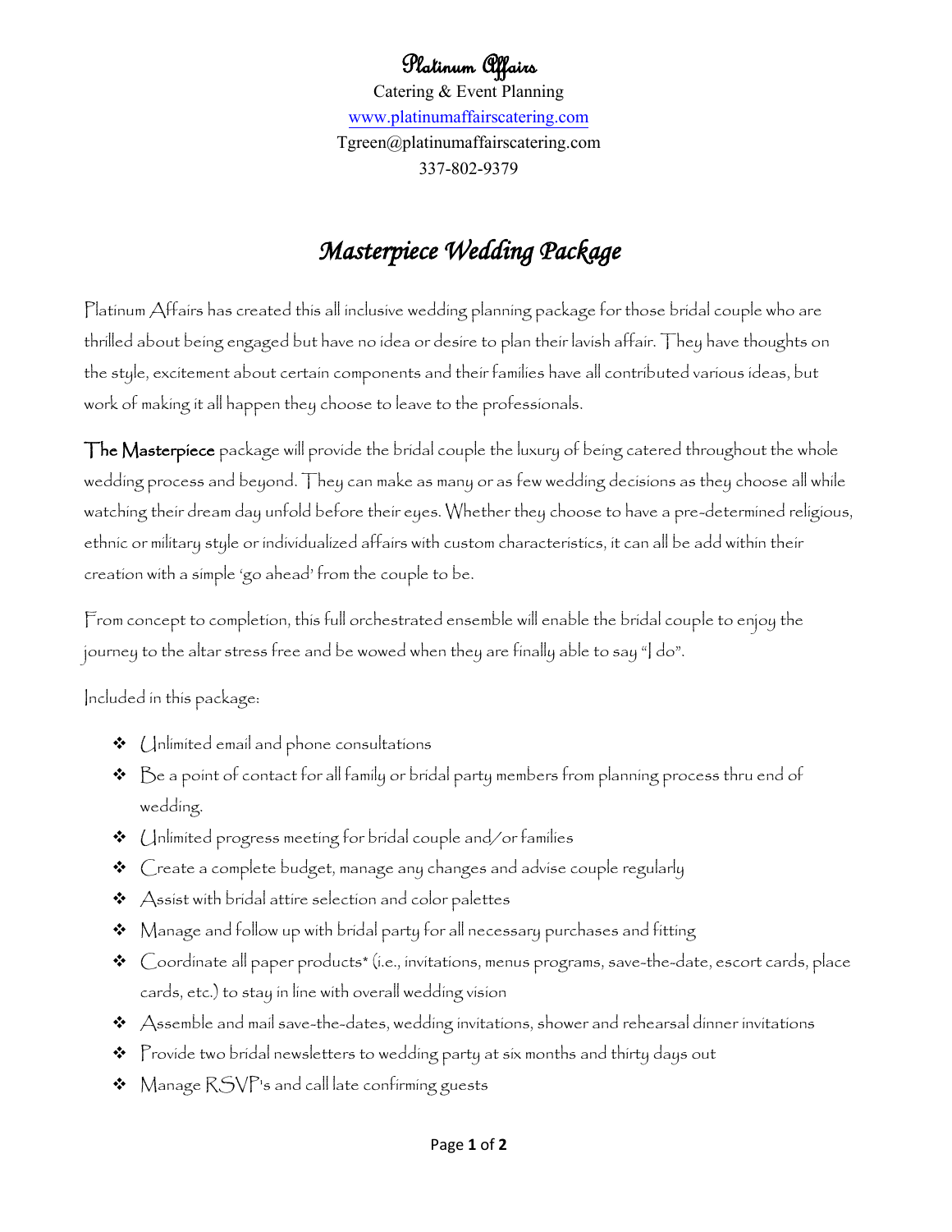# Platinum Affairs

Catering & Event Planning

www.platinumaffairscatering.com

Tgreen@platinumaffairscatering.com

337-802-9379

## *Masterpiece Wedding Package*

Platinum Affairs has created this all inclusive wedding planning package for those bridal couple who are thrilled about being engaged but have no idea or desire to plan their lavish affair. They have thoughts on the style, excitement about certain components and their families have all contributed various ideas, but work of making it all happen they choose to leave to the professionals.

**The Masterpiece** package will provide the bridal couple the luxury of being catered throughout the whole wedding process and beyond. They can make as many or as few wedding decisions as they choose all while watching their dream day unfold before their eyes. Whether they choose to have a pre-determined religious, ethnic or military style or individualized affairs with custom characteristics, it can all be add within their creation with a simple 'go ahead' from the couple to be.

From concept to completion, this full orchestrated ensemble will enable the bridal couple to enjoy the journey to the altar stress free and be wowed when they are finally able to say "I do".

Included in this package:

- Unlimited email and phone consultations
- Be a point of contact for all family or bridal party members from planning process thru end of wedding.
- Unlimited progress meeting for bridal couple and/or families
- Create a complete budget, manage any changes and advise couple regularly
- Assist with bridal attire selection and color palettes
- Manage and follow up with bridal party for all necessary purchases and fitting
- Coordinate all paper products* (i.e., invitations, menus programs, save-the-date, escort cards, place cards, etc.) to stay in line with overall wedding vision
- Assemble and mail save-the-dates, wedding invitations, shower and rehearsal dinner invitations
- Provide two bridal newsletters to wedding party at six months and thirty days out
- Manage RSVP's and call late confirming guests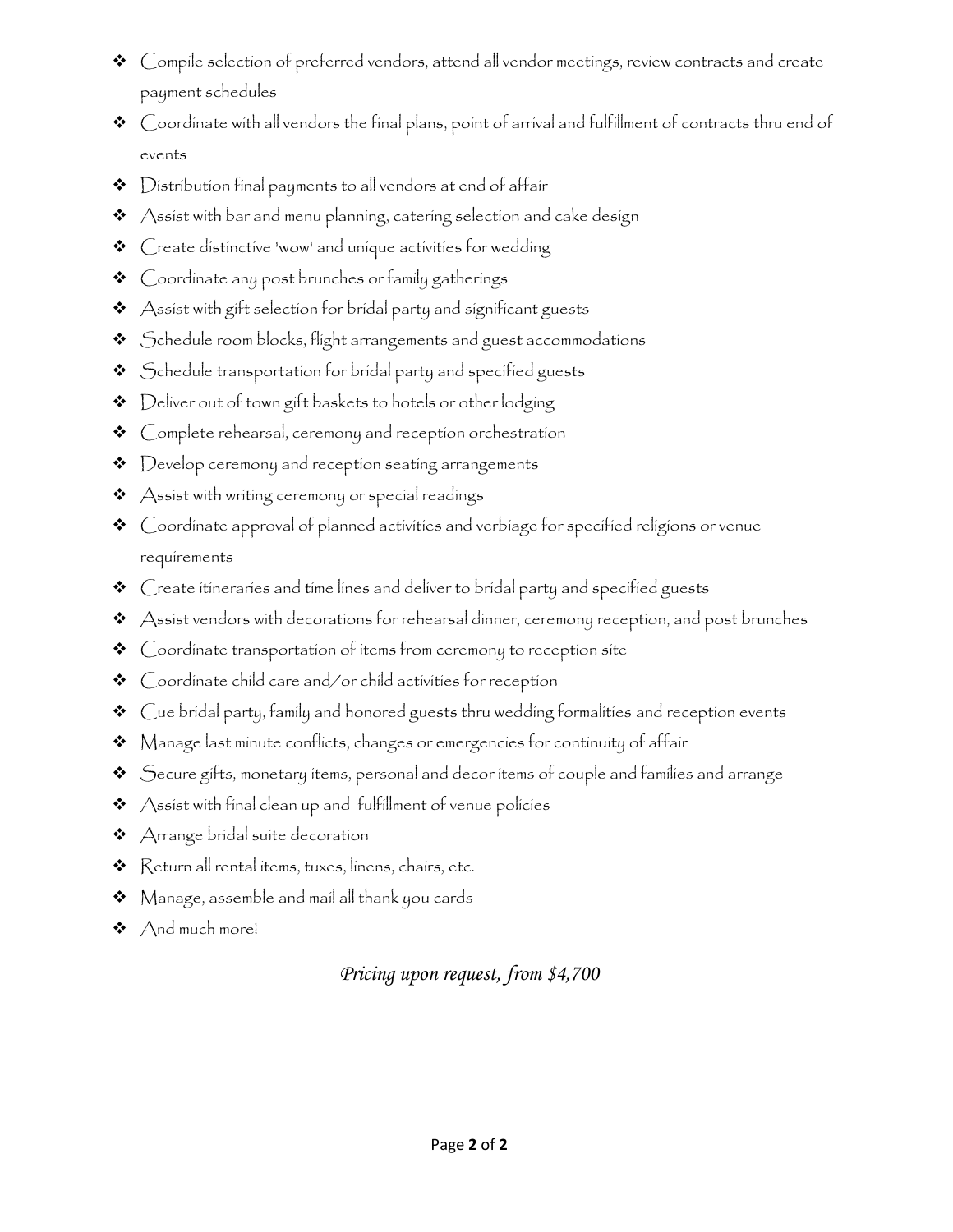- Compile selection of preferred vendors, attend all vendor meetings, review contracts and create payment schedules
- Coordinate with all vendors the final plans, point of arrival and fulfillment of contracts thru end of events
- Distribution final payments to all vendors at end of affair
- Assist with bar and menu planning, catering selection and cake design
- Create distinctive 'wow' and unique activities for wedding
- Coordinate any post brunches or family gatherings
- Assist with gift selection for bridal party and significant guests
- Schedule room blocks, flight arrangements and guest accommodations
- Schedule transportation for bridal party and specified guests
- Deliver out of town gift baskets to hotels or other lodging
- Complete rehearsal, ceremony and reception orchestration
- Develop ceremony and reception seating arrangements
- Assist with writing ceremony or special readings
- Coordinate approval of planned activities and verbiage for specified religions or venue requirements
- Create itineraries and time lines and deliver to bridal party and specified guests
- Assist vendors with decorations for rehearsal dinner, ceremony reception, and post brunches
- Coordinate transportation of items from ceremony to reception site
- Coordinate child care and/or child activities for reception
- Cue bridal party, family and honored guests thru wedding formalities and reception events
- Manage last minute conflicts, changes or emergencies for continuity of affair
- Secure gifts, monetary items, personal and decor items of couple and families and arrange
- Assist with final clean up and fulfillment of venue policies
- Arrange bridal suite decoration
- Return all rental items, tuxes, linens, chairs, etc.
- Manage, assemble and mail all thank you cards
- And much more!

*Pricing upon request, from $4,700*